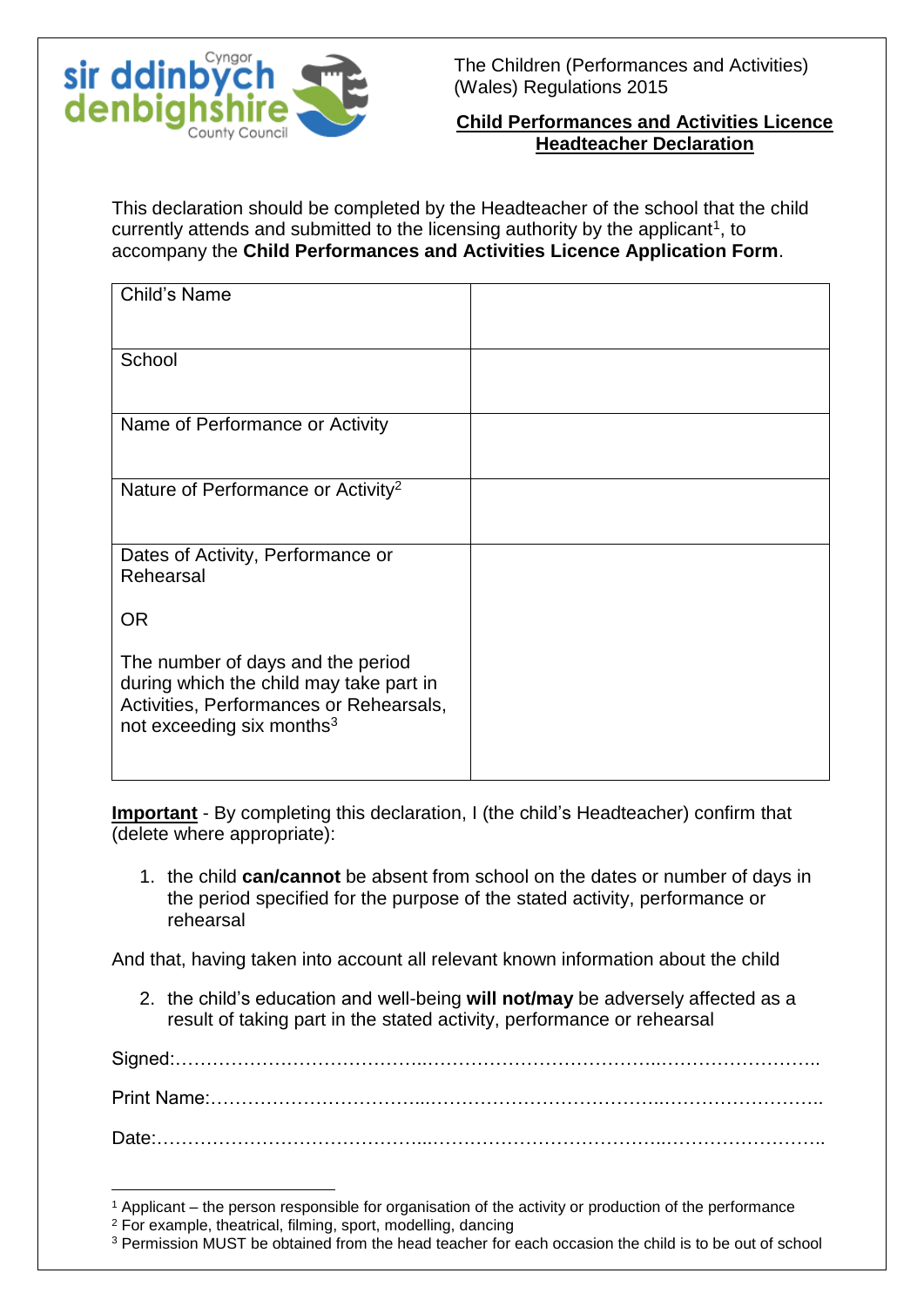Cyngor sir ddinbych denbighshire County Council

The Children (Performances and Activities) (Wales) Regulations 2015

# Child Performances and Activities Licence Headteacher Declaration

This declaration should be completed by the Headteacher of the school that the child currently attends and submitted to the licensing authority by the applicant[1], to accompany the **Child Performances and Activities Licence Application Form**.

| Child's Name | |
|---|---|
| School | |
| Name of Performance or Activity | |
| Nature of Performance or Activity[2] | |
| Dates of Activity, Performance or Rehearsal<br><br>OR<br><br>The number of days and the period during which the child may take part in Activities, Performances or Rehearsals, not exceeding six months[3] | |

**Important** - By completing this declaration, I (the child's Headteacher) confirm that (delete where appropriate):

1. the child **can/cannot** be absent from school on the dates or number of days in the period specified for the purpose of the stated activity, performance or rehearsal

And that, having taken into account all relevant known information about the child

2. the child's education and well-being **will not/may** be adversely affected as a result of taking part in the stated activity, performance or rehearsal

Signed:………………………………………………………………………………………………..

Print Name:…………………………………………………………………………………………..

Date:…………………………………………………………………………………………………..

---

[1] Applicant – the person responsible for organisation of the activity or production of the performance

[2] For example, theatrical, filming, sport, modelling, dancing

[3] Permission MUST be obtained from the head teacher for each occasion the child is to be out of school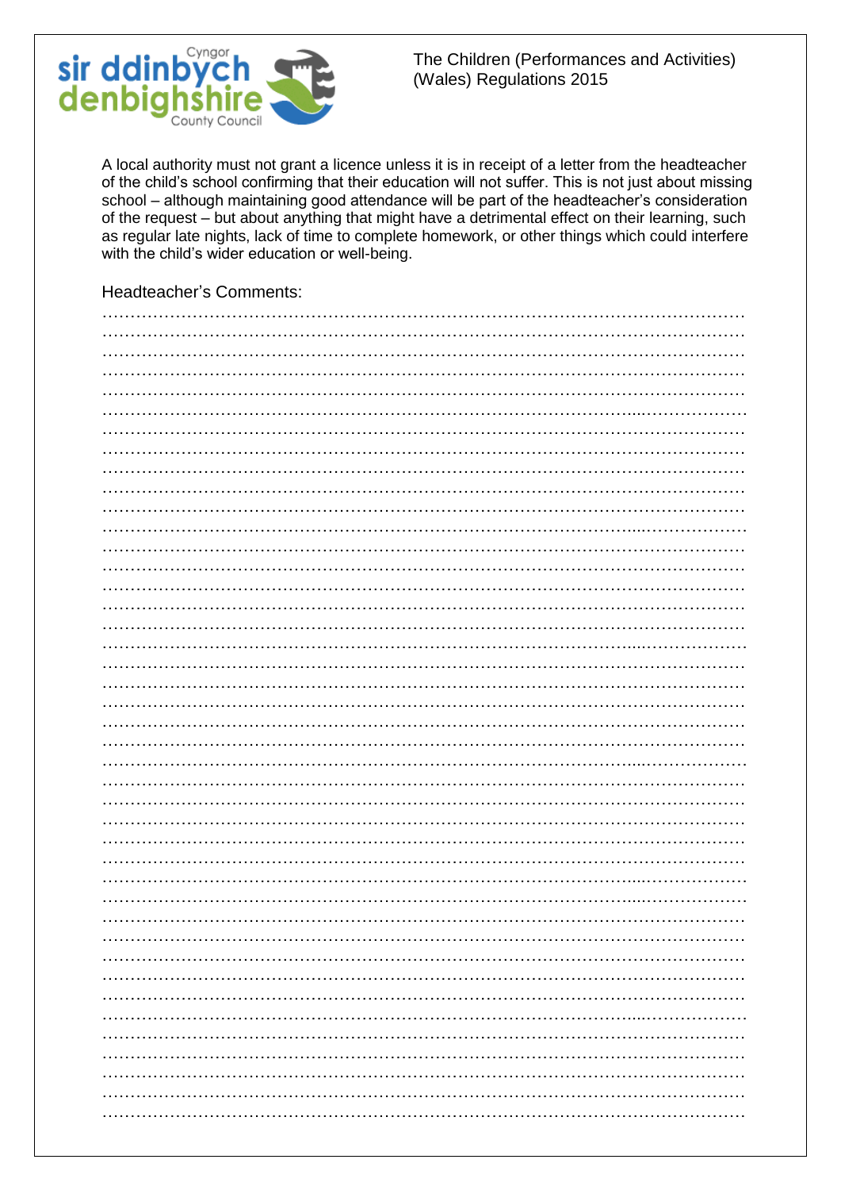The Children (Performances and Activities) (Wales) Regulations 2015

A local authority must not grant a licence unless it is in receipt of a letter from the headteacher of the child's school confirming that their education will not suffer. This is not just about missing school – although maintaining good attendance will be part of the headteacher's consideration of the request – but about anything that might have a detrimental effect on their learning, such as regular late nights, lack of time to complete homework, or other things which could interfere with the child's wider education or well-being.

Headteacher's Comments:

……………………………………………………………………………………………………………
……………………………………………………………………………………………………………
……………………………………………………………………………………………………………
……………………………………………………………………………………………………………
……………………………………………………………………………………………………………
……………………………………………………………………………………………………………
……………………………………………………………………………………………………………
……………………………………………………………………………………………………………
……………………………………………………………………………………………………………
……………………………………………………………………………………………………………
……………………………………………………………………………………………………………
……………………………………………………………………………………………………………
……………………………………………………………………………………………………………
……………………………………………………………………………………………………………
……………………………………………………………………………………………………………
……………………………………………………………………………………………………………
……………………………………………………………………………………………………………
……………………………………………………………………………………………………………
……………………………………………………………………………………………………………
……………………………………………………………………………………………………………
……………………………………………………………………………………………………………
……………………………………………………………………………………………………………
……………………………………………………………………………………………………………
……………………………………………………………………………………………………………
……………………………………………………………………………………………………………
……………………………………………………………………………………………………………
……………………………………………………………………………………………………………
……………………………………………………………………………………………………………
……………………………………………………………………………………………………………
……………………………………………………………………………………………………………
……………………………………………………………………………………………………………
……………………………………………………………………………………………………………
……………………………………………………………………………………………………………
……………………………………………………………………………………………………………
……………………………………………………………………………………………………………
……………………………………………………………………………………………………………
……………………………………………………………………………………………………………
……………………………………………………………………………………………………………
……………………………………………………………………………………………………………
……………………………………………………………………………………………………………
……………………………………………………………………………………………………………
……………………………………………………………………………………………………………